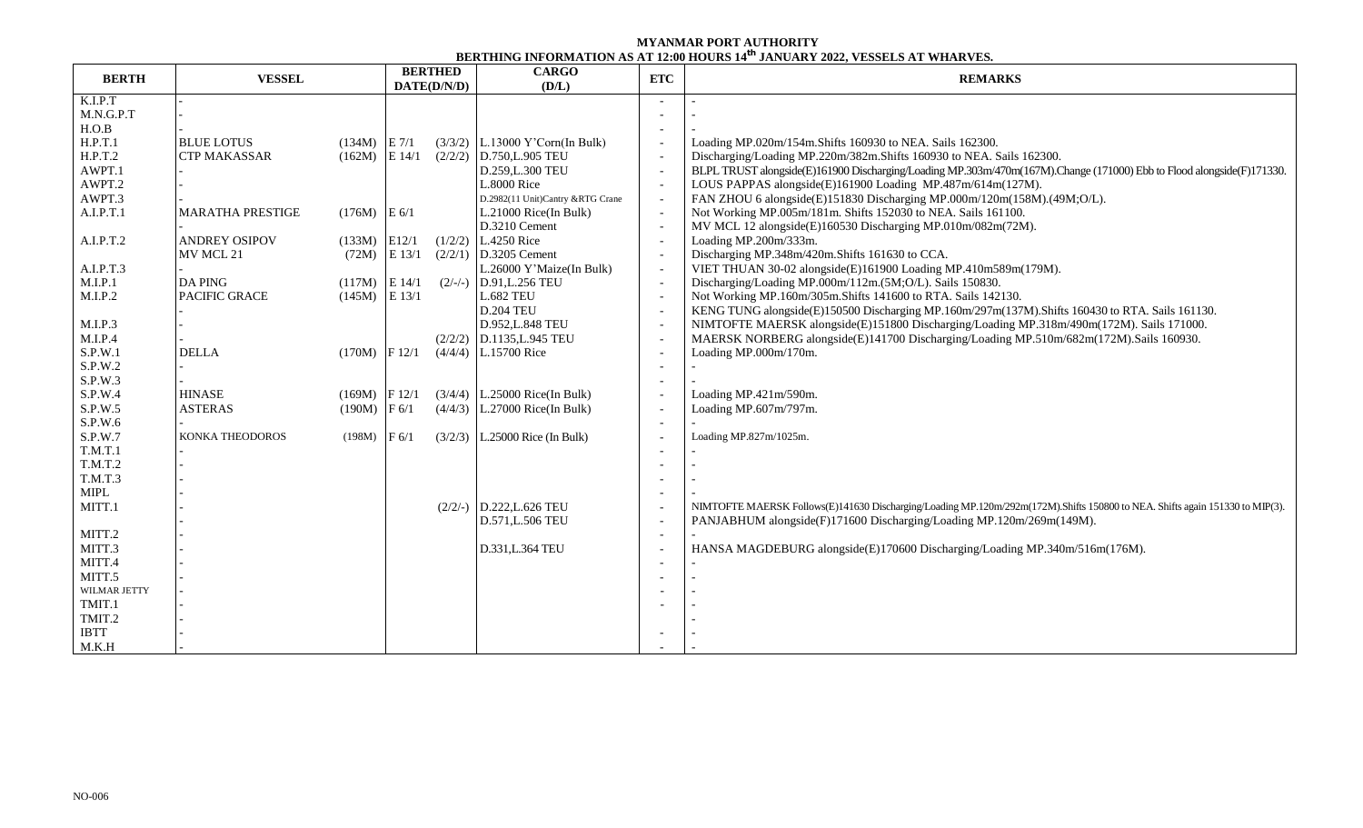**MYANMAR PORT AUTHORITY**

**BERTHING INFORMATION AS AT 12:00 HOURS 14th JANUARY 2022, VESSELS AT WHARVES.**

| BERTH | VESSEL | | BERTHED DATE(D/N/D) | | CARGO (D/L) | ETC | REMARKS |
|---|---|---|---|---|---|---|---|
| K.I.P.T | - | | | | | - | - |
| M.N.G.P.T | - | | | | | - | - |
| H.O.B | - | | | | | - | - |
| H.P.T.1 | BLUE LOTUS | (134M) | E 7/1 | (3/3/2) | L.13000 Y'Corn(In Bulk) | - | Loading MP.020m/154m.Shifts 160930 to NEA. Sails 162300. |
| H.P.T.2 | CTP MAKASSAR | (162M) | E 14/1 | (2/2/2) | D.750,L.905 TEU | - | Discharging/Loading MP.220m/382m.Shifts 160930 to NEA. Sails 162300. |
| AWPT.1 | - | | | | D.259,L.300 TEU | - | BLPL TRUST alongside(E)161900 Discharging/Loading MP.303m/470m(167M).Change (171000) Ebb to Flood alongside(F)171330. |
| AWPT.2 | - | | | | L.8000 Rice | - | LOUS PAPPAS alongside(E)161900 Loading MP.487m/614m(127M). |
| AWPT.3 | - | | | | D.2982(11 Unit)Cantry &RTG Crane | - | FAN ZHOU 6 alongside(E)151830 Discharging MP.000m/120m(158M).(49M;O/L). |
| A.I.P.T.1 | MARATHA PRESTIGE | (176M) | E 6/1 | | L.21000 Rice(In Bulk) | - | Not Working MP.005m/181m. Shifts 152030 to NEA. Sails 161100. |
| | - | | | | D.3210 Cement | - | MV MCL 12 alongside(E)160530 Discharging MP.010m/082m(72M). |
| A.I.P.T.2 | ANDREY OSIPOV | (133M) | E12/1 | (1/2/2) | L.4250 Rice | - | Loading MP.200m/333m. |
| | MV MCL 21 | (72M) | E 13/1 | (2/2/1) | D.3205 Cement | - | Discharging MP.348m/420m.Shifts 161630 to CCA. |
| A.I.P.T.3 | - | | | | L.26000 Y'Maize(In Bulk) | - | VIET THUAN 30-02 alongside(E)161900 Loading MP.410m589m(179M). |
| M.I.P.1 | DA PING | (117M) | E 14/1 | (2/-/-) | D.91,L.256 TEU | - | Discharging/Loading MP.000m/112m.(5M;O/L). Sails 150830. |
| M.I.P.2 | PACIFIC GRACE | (145M) | E 13/1 | | L.682 TEU | - | Not Working MP.160m/305m.Shifts 141600 to RTA. Sails 142130. |
| | - | | | | D.204 TEU | - | KENG TUNG alongside(E)150500 Discharging MP.160m/297m(137M).Shifts 160430 to RTA. Sails 161130. |
| M.I.P.3 | - | | | | D.952,L.848 TEU | - | NIMTOFTE MAERSK alongside(E)151800 Discharging/Loading MP.318m/490m(172M). Sails 171000. |
| M.I.P.4 | - | | | (2/2/2) | D.1135,L.945 TEU | - | MAERSK NORBERG alongside(E)141700 Discharging/Loading MP.510m/682m(172M).Sails 160930. |
| S.P.W.1 | DELLA | (170M) | F 12/1 | (4/4/4) | L.15700 Rice | - | Loading MP.000m/170m. |
| S.P.W.2 | - | | | | | - | - |
| S.P.W.3 | - | | | | | - | - |
| S.P.W.4 | HINASE | (169M) | F 12/1 | (3/4/4) | L.25000 Rice(In Bulk) | - | Loading MP.421m/590m. |
| S.P.W.5 | ASTERAS | (190M) | F 6/1 | (4/4/3) | L.27000 Rice(In Bulk) | - | Loading MP.607m/797m. |
| S.P.W.6 | - | | | | | - | - |
| S.P.W.7 | KONKA THEODOROS | (198M) | F 6/1 | (3/2/3) | L.25000 Rice (In Bulk) | - | Loading MP.827m/1025m. |
| T.M.T.1 | - | | | | | - | - |
| T.M.T.2 | - | | | | | - | - |
| T.M.T.3 | - | | | | | - | - |
| MIPL | - | | | | | - | - |
| MITT.1 | - | | | (2/2/-) | D.222,L.626 TEU | - | NIMTOFTE MAERSK Follows(E)141630 Discharging/Loading MP.120m/292m(172M).Shifts 150800 to NEA. Shifts again 151330 to MIP(3). |
| | - | | | | D.571,L.506 TEU | - | PANJABHUM alongside(F)171600 Discharging/Loading MP.120m/269m(149M). |
| MITT.2 | - | | | | | - | - |
| MITT.3 | - | | | | D.331,L.364 TEU | - | HANSA MAGDEBURG alongside(E)170600 Discharging/Loading MP.340m/516m(176M). |
| MITT.4 | - | | | | | - | - |
| MITT.5 | - | | | | | - | - |
| WILMAR JETTY | - | | | | | - | - |
| TMIT.1 | - | | | | | - | - |
| TMIT.2 | - | | | | | | - |
| IBTT | - | | | | | - | - |
| M.K.H | - | | | | | - | - |

NO-006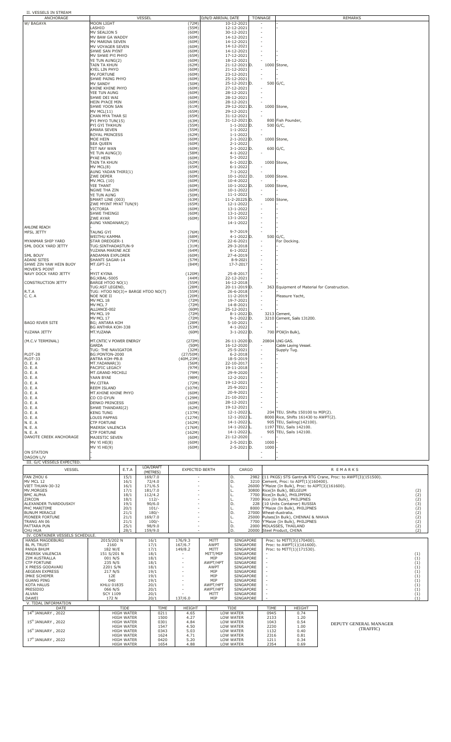## II. VESSELS IN STREAM

| ANCHORAGE | VESSEL | | D/N/D ARRIVAL DATE | | TONNAGE | REMARKS |
|---|---|---|---|---|---|---|
| W/ BAGAYA | MOON LIGHT | (72M) | 10-12-2021 | | - | - |
| | LASHIO | (55M) | 12-12-2021 | | - | - |
| | MV SEALION 5 | (60M) | 30-12-2021 | | - | |
| | MV BAW GA WADDY | (60M) | 14-12-2021 | | - | |
| | MV MARINA SEVEN | (60M) | 14-12-2021 | | - | |
| | MV VOYAGER SEVEN | (60M) | 14-12-2021 | | - | |
| | SHWE SAN PYINT | (60M) | 14-12-2021 | | - | - |
| | MV SHWE PYI PHYO | (65M) | 17-12-2021 | | - | - |
| | YE TUN AUNG(2) | (60M) | 18-12-2021 | | - | - |
| | TAIN TA KHUN | (62M) | 21-12-2021 | D. | 1000 | Stone, |
| | KYEL LIN PHYO | (60M) | 21-12-2021 | | - | - |
| | MV.FORTUNE | (60M) | 23-12-2021 | | - | - |
| | SHWE PAING PHYO | (60M) | 25-12-2021 | | - | - |
| | MV SANDY | (50M) | 25-12-2021 | D. | 500 | G/C, |
| | KHINE KHINE PHYO | (60M) | 27-12-2021 | | - | - |
| | YEE TUN AUNG | (60M) | 28-12-2021 | | - | - |
| | SHWE DEI WAI | (60M) | 28-12-2021 | | - | - |
| | HEIN PYACE MIN | (60M) | 28-12-2021 | | - | - |
| | SHWE YOON SAN | (61M) | 29-12-2021 | D. | 1000 | Stone, |
| | MV MCL(11) | (65M) | 29-12-2021 | | - | - |
| | CHAN MYA THAR SI | (65M) | 31-12-2021 | | - | - |
| | PYI PHYO TUN(15) | (63M) | 31-12-2021 | D. | 800 | Fish Pounder, |
| | PYI GYI THKHUN | (55M) | 1-1-2022 | D. | 500 | G/C, |
| | AMARA SEVEN | (55M) | 1-1-2022 | | - | - |
| | ROYAL PRINCESS | (62M) | 1-1-2022 | | - | - |
| | MOE HEIN | (60M) | 2-1-2022 | D. | 1000 | Stone, |
| | SEA QUEEN | (60M) | 2-1-2022 | | - | - |
| | TET NAY WAN | (60M) | 3-1-2022 | D. | 600 | G/C, |
| | YE TUN AUNG(3) | (58M) | 4-1-2022 | | - | - |
| | PYAE HEIN | (60M) | 5-1-2022 | | - | - |
| | TAIN TA KHUN | (62M) | 6-1-2022 | D. | 1000 | Stone, |
| | MV MCL(8) | (65M) | 6-1-2022 | | - | - |
| | AUNG YADAN THIRI(1) | (60M) | 7-1-2022 | | - | - |
| | ZWE DEPER | (60M) | 10-1-2022 | D. | 1000 | Stone. |
| | MV.MCL (10) | (60M) | 10-4-2022 | | - | - |
| | YEE THANT | (60M) | 10-1-2022 | D. | 1000 | Stone, |
| | NGWE THA ZIN | (60M) | 10-1-2022 | | - | - |
| | YE TUN AUNG | (50M) | 11-1-2022 | | - | - |
| | SMART LINE (003) | (63M) | 11-2-2022S | D. | 1000 | Stone, |
| | ZWE MYINT MYAT TUN(9) | (65M) | 12-1-2022 | | - | - |
| | VICTORIA | (60M) | 13-1-2022 | | - | - |
| | SHWE THEINGI | (60M) | 13-1-2022 | | - | - |
| | ZWE AYAR | (60M) | 13-1-2022 | | - | - |
| | AUNG YANDANAR(2) | | 14-1-2022 | | - | - |
| AHLONE REACH | - | | | | - | - |
| MFSL JETTY | TAUNG GYI | (76M) | 9-7-2019 | | - | - |
| | WEITHU KAMMA | (68M) | 4-1-2022 | D. | 500 | G/C, |
| MYANMAR SHIP YARD | STAR DREDGER-1 | (70M) | 22-6-2021 | | - | For Docking. |
| SML DOCK YARD JETTY | TUG:SINTHADASTUN-9 | (31M) | 29-3-2018 | | - | - |
| | YUZANA MARINE ACE | (64M) | 6-1-2022 | | - | - |
| SML BOUY | ANDAMAN EXPLORER | (60M) | 27-4-2019 | | - | - |
| ADANI SITES | SHANTI SAGAR-14 | (57M) | 8-9-2021 | | - | - |
| SHWE ZIN YAW HEIN BUOY | MT.GPT-21 | (84M) | 17-7-2017 | | - | - |
| MOVER'S POINT | - | | | | - | - |
| NAVY DOCK YARD JETTY | MYIT KYINA | (120M) | 25-8-2017 | | - | - |
| | BG;KBAL-5005 | (44M) | 22-12-2021 | | - | - |
| CONSTRUCTION JETTY | BARGE HTOO NO(1) | (55M) | 16-12-2018 | | - | - |
| | TUG:AST LEGEND, | (28M) | 20-11-2019 | D. | 363 | Equipment of Material for Construction. |
| R.T.A | TUG: HTOO NO(3)+ BARGE HTOO NO(7) | (55M) | 26-6-2018 | | - | - |
| C. C. A | NOE NOE II | (20M) | 11-2-2019 | | - | Pleasure Yacht, |
| | MV MCL 18 | (72M) | 19-7-2021 | | - | - |
| | MV MCL 7 | (72M) | 14-8-2021 | | - | - |
| | ALLIANCE-002 | (60M) | 25-12-2021 | | - | - |
| | MV MCL 19 | (72M) | 8-1-2022 | D. | 3213 | Cement, |
| | MV MCL 17 | (72M) | 9-1-2022 | D. | 3210 | Cement, Sails 131200. |
| BAGO RIVER SITE | BG; ANTARA KOH | (28M) | 5-10-2021 | | - | - |
| | BG ANTHRA KOH-338 | (53M) | 4-1-2022 | | - | - |
| YUZANA JETTY | MT.YUZANA | (60M) | 3-1-2022 | D. | 700 | P'Oil(In Bulk), |
| (M.C.V TERMINAL) | MT.CNTIC V POWER ENERGY | (272M) | 26-11-2020 | D. | 20804 | LNG GAS. |
| | GARDA | (50M) | 16-12-2020 | | - | Cable Laying Vessel. |
| | TUG: THE NAVIGATOR | (32M) | 25-5-2021 | | - | Supply Tug. |
| PLOT-28 | BG:PONTON-2000 | (27/50M) | 6-2-2018 | | - | - |
| PLOT-33 | ANTRA KOH-P8.8 | (40M,23M) | 18-5-2019 | | - | - |
| O. E. A | MT.YADANAR(3) | (56M) | 22-10-2017 | | - | - |
| O. E. A | PACIFIC LEGACY | (97M) | 19-11-2018 | | - | - |
| O. E. A | MT.GRAND MICHILI | (79M) | 29-9-2020 | | - | - |
| O. E. A | YAAN BYAE | (98M) | 12-2-2021 | | - | - |
| O. E. A | MV.CITRA | (72M) | 19-12-2021 | | - | - |
| O. E. A | REEM ISLAND | (107M) | 25-9-2021 | | - | - |
| O. E. A | MT.KHINE KHINE PHYO | (60M) | 20-9-2021 | | - | - |
| O. E. A | CO CO GYUN | (129M) | 21-10-2021 | | - | - |
| O. E. A | DENKO PRINCESS | (60M) | 28-12-2021 | | - | - |
| O. E. A | SHWE THANDARI(2) | (62M) | 19-12-2021 | | - | - |
| O. E. A | KENG TUNG | (137M) | 12-1-2022 | L. | 204 | TEU. Shifts 150100 to MIP(2). |
| O. E. A | LOUIS PAPPAS | (127M) | 12-1-2022 | L. | 8000 | Rice, Sails 161430 to AWPT(2). |
| N. E. A | CTP FORTUNE | (162M) | 14-1-2022 | L. | 905 | TEU, Sailing(142100). |
| N. E. A | MAERSK VALENCIA | (176M) | 14-1-2022 | L. | 1197 | TEU, Sails 142100. |
| N. E. A | CTP FORTUNE | (162M) | 14-1-2022 | L. | 905 | TEU, Sails 142100. |
| DANOTE CREEK ANCHORAGE | MAJESTIC SEVEN | (60M) | 21-12-2020 | | - | - |
| | MV YI HE(8) | (60M) | 2-5-2021 | D. | 1000 | - |
| | MV YI HE(9) | (60M) | 2-5-2021 | D. | 1000 | - |
| ON STATION | - | | | | - | - |
| DAGON L/V | - | | | | - | - |

## III. G/C VESSELS EXPECTED.

| VESSEL | E.T.A | LOA/DRAFT (METRES) | EXPECTED BERTH | CARGO | | REMARKS | |
|---|---|---|---|---|---|---|---|
| FAN ZHOU 6 | 15/1 | 169/7.0 | - | D. | 2982 | (11 PKGS) STS Gantry& RTG Crane, Proc: to AWPT(3)(151500). | |
| MV MCL 12 | 16/1 | 72/4.0 | - | D. | 3210 | Cement, Proc: to AIPT(1)(160400). | |
| VIET THUAN-30-32 | 16/1 | 171/6.5 | - | L. | 26000 | Y'Maize (In Bulk), Proc: to AIPT(3)(161600). | |
| MV.MORGES | 17/1 | 181/7.0 | - | L. | 30800 | Rice(In Bulk), BELGIUM | (2) |
| BMC ALPHA | 18/1 | 112/4.2 | - | L. | 7700 | Rice(In Bulk), PHILIPPING | (2) |
| ZIRCON | 18/1 | 112/- | - | L. | 7200 | Rice (In Bulk), PHILIPNES | (2) |
| ALEXANDER TVARDOUSKIY | 19/1 | 90/6.0 | - | D. | 228 | (10 Units Container) RUSSIA | (3) |
| PHC MARITIME | 20/1 | 101/- | - | L. | 8000 | Y'Maize (In Bulk), PHILIPNES | (2) |
| BUNUM MIRACLE | 21/1 | 180/- | - | D. | 27000 | Wheat-Australia. | (2) |
| PIONEER FORTUNE | 21/1 | 169/7.0 | - | L. | 25000 | Pulses(In Bulk), CHENNAI & NHAVA | (2) |
| TRANG AN 06 | 21/1 | 100/- | - | L. | 7700 | Y'Maize (In Bulk), PHILIPNES | (2) |
| PATTARA PUN | 25/1 | 98/9.0 | - | D. | 2000 | MOLASSES, THAILAND | (2) |
| CHU HUA | 28/1 | 159/9.0 | - | D. | 20000 | Steel Product, CHINA | (2) |

## IV. CONTAINER VESSELS SCHEDULE.

| | | | | | | | |
|---|---|---|---|---|---|---|---|
| HANSA MAGDEBURG | 2015/202 N | 16/1 | 176/9.3 | MITT | SINGAPORE | Proc: to MITT(3)(170400). | |
| BL PL TRUST | 2160 | 17/1 | 167/6.7 | AWPT | SINGAPORE | Proc: to AWPT(1)(161600). | |
| PANJA BHUM | 182 W/E | 17/1 | 149/8.2 | MITT | SINGAPORE | Proc: to MITT(1)(171530). | |
| MAERSK VALENCIA | 151 S/201 N | 18/1 | - | MITT/MIP | SINGAPORE | - | (1) |
| ZIM AUSTRALIA | 001 N/S | 18/1 | - | MIP | SINGAPORE | - | (1) |
| CTP FORTUNE | 235 N/S | 18/1 | - | AWPT/HPT | SINGAPORE | - | (1) |
| X PRESS GODAVARI | 2201 S/N | 18/1 | - | AWPT | SINGAPORE | - | (1) |
| AEGEAN EXPRESS | 217 N/S | 19/1 | - | MIP | SINGAPORE | - | (1) |
| IMKE SCHEPER | 12E | 19/1 | - | MIP | SINGAPORE | - | (1) |
| GUANG PING | 040 | 19/1 | - | MIP | SINGAPORE | - | (1) |
| KOTA HALUS | KHLU 0183S | 20/1 | - | AWPT/HPT | SINGAPORE | - | (1) |
| PRESIDIO | 066 N/S | 20/1 | - | AWPT/HPT | SINGAPORE | - | (1) |
| ALVAN | SCY 1109 | 20/1 | - | MITT | SINGAPORE | - | (1) |
| DAWEI | 172 N | 20/1 | 137/6.0 | MIP | SINGAPORE | - | (1) |

## V. TIDAL INFORMATION

| DATE | TIDE | TIME | HEIGHT | TIDE | TIME | HEIGHT |
|---|---|---|---|---|---|---|
| 14th JANUARY , 2022 | HIGH WATER | 0211 | 4.65 | LOW WATER | 0945 | 0.74 |
| | HIGH WATER | 1500 | 4.27 | LOW WATER | 2133 | 1.20 |
| 15th JANUARY , 2022 | HIGH WATER | 0301 | 4.84 | LOW WATER | 1043 | 0.54 |
| | HIGH WATER | 1547 | 4.50 | LOW WATER | 2230 | 1.00 |
| 16th JANUARY , 2022 | HIGH WATER | 0343 | 5.03 | LOW WATER | 1132 | 0.40 |
| | HIGH WATER | 1624 | 4.71 | LOW WATER | 2316 | 0.81 |
| 17th JANUARY , 2022 | HIGH WATER | 0420 | 5.20 | LOW WATER | 1211 | 0.34 |
| | HIGH WATER | 1654 | 4.88 | LOW WATER | 2354 | 0.69 |

DEPUTY GENERAL MANAGER
(TRAFFIC)